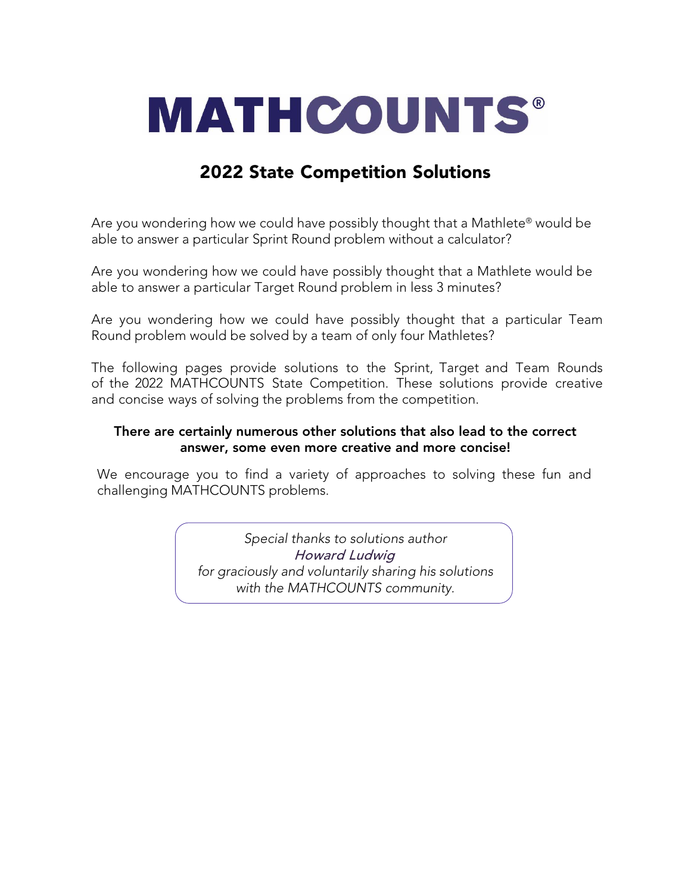# MATHCOUNTS®

## 2022 State Competition Solutions

Are you wondering how we could have possibly thought that a Mathlete® would be able to answer a particular Sprint Round problem without a calculator?

Are you wondering how we could have possibly thought that a Mathlete would be able to answer a particular Target Round problem in less 3 minutes?

Are you wondering how we could have possibly thought that a particular Team Round problem would be solved by a team of only four Mathletes?

The following pages provide solutions to the Sprint, Target and Team Rounds of the 2022 MATHCOUNTS State Competition. These solutions provide creative and concise ways of solving the problems from the competition.

**There are certainly numerous other solutions that also lead to the correct answer, some even more creative and more concise!**

We encourage you to find a variety of approaches to solving these fun and challenging MATHCOUNTS problems.

*Special thanks to solutions author*
***Howard Ludwig***
*for graciously and voluntarily sharing his solutions with the MATHCOUNTS community.*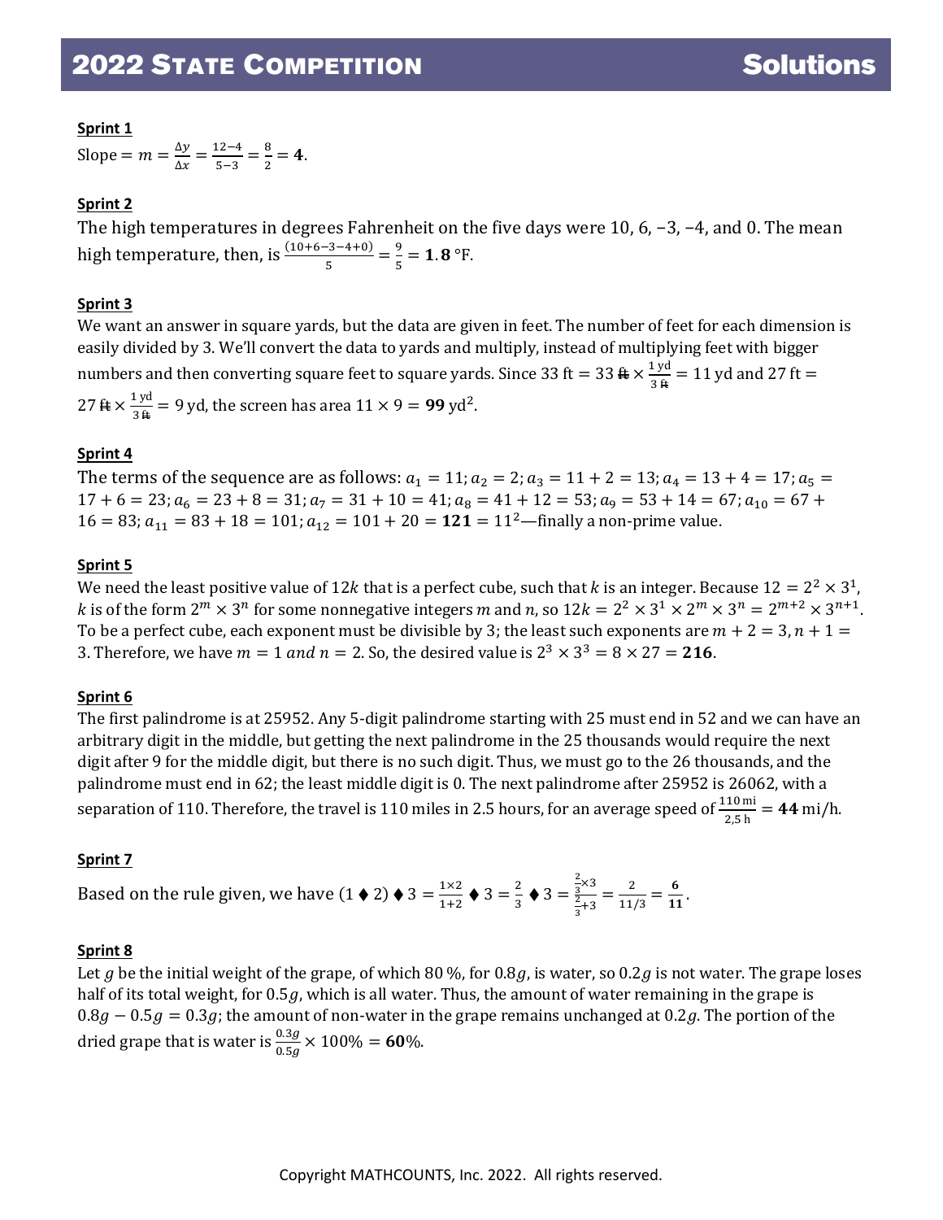**Sprint 1**

Slope $= m = \frac{\Delta y}{\Delta x} = \frac{12-4}{5-3} = \frac{8}{2} = \mathbf{4}$.

**Sprint 2**

The high temperatures in degrees Fahrenheit on the five days were 10, 6, −3, −4, and 0. The mean high temperature, then, is $\frac{(10+6-3-4+0)}{5} = \frac{9}{5} = \mathbf{1.8}$ °F.

**Sprint 3**

We want an answer in square yards, but the data are given in feet. The number of feet for each dimension is easily divided by 3. We'll convert the data to yards and multiply, instead of multiplying feet with bigger numbers and then converting square feet to square yards. Since $33 \text{ ft} = 33 \cancel{\text{ft}} \times \frac{1 \text{ yd}}{3 \cancel{\text{ft}}} = 11 \text{ yd}$ and $27 \text{ ft} = 27 \cancel{\text{ft}} \times \frac{1 \text{ yd}}{3 \cancel{\text{ft}}} = 9 \text{ yd}$, the screen has area $11 \times 9 = \mathbf{99}$ yd$^2$.

**Sprint 4**

The terms of the sequence are as follows: $a_1 = 11$; $a_2 = 2$; $a_3 = 11 + 2 = 13$; $a_4 = 13 + 4 = 17$; $a_5 = 17 + 6 = 23$; $a_6 = 23 + 8 = 31$; $a_7 = 31 + 10 = 41$; $a_8 = 41 + 12 = 53$; $a_9 = 53 + 14 = 67$; $a_{10} = 67 + 16 = 83$; $a_{11} = 83 + 18 = 101$; $a_{12} = 101 + 20 = \mathbf{121} = 11^2$—finally a non-prime value.

**Sprint 5**

We need the least positive value of $12k$ that is a perfect cube, such that $k$ is an integer. Because $12 = 2^2 \times 3^1$, $k$ is of the form $2^m \times 3^n$ for some nonnegative integers $m$ and $n$, so $12k = 2^2 \times 3^1 \times 2^m \times 3^n = 2^{m+2} \times 3^{n+1}$. To be a perfect cube, each exponent must be divisible by 3; the least such exponents are $m + 2 = 3, n + 1 = 3$. Therefore, we have $m = 1$ *and* $n = 2$. So, the desired value is $2^3 \times 3^3 = 8 \times 27 = \mathbf{216}$.

**Sprint 6**

The first palindrome is at 25952. Any 5-digit palindrome starting with 25 must end in 52 and we can have an arbitrary digit in the middle, but getting the next palindrome in the 25 thousands would require the next digit after 9 for the middle digit, but there is no such digit. Thus, we must go to the 26 thousands, and the palindrome must end in 62; the least middle digit is 0. The next palindrome after 25952 is 26062, with a separation of 110. Therefore, the travel is 110 miles in 2.5 hours, for an average speed of $\frac{110 \text{ mi}}{2{,}5 \text{ h}} = \mathbf{44}$ mi/h.

**Sprint 7**

Based on the rule given, we have $(1 \blacklozenge 2) \blacklozenge 3 = \frac{1\times 2}{1+2} \blacklozenge 3 = \frac{2}{3} \blacklozenge 3 = \frac{\frac{2}{3}\times 3}{\frac{2}{3}+3} = \frac{2}{11/3} = \mathbf{\frac{6}{11}}$.

**Sprint 8**

Let $g$ be the initial weight of the grape, of which 80 %, for $0.8g$, is water, so $0.2g$ is not water. The grape loses half of its total weight, for $0.5g$, which is all water. Thus, the amount of water remaining in the grape is $0.8g - 0.5g = 0.3g$; the amount of non-water in the grape remains unchanged at $0.2g$. The portion of the dried grape that is water is $\frac{0.3g}{0.5g} \times 100\% = \mathbf{60}\%$.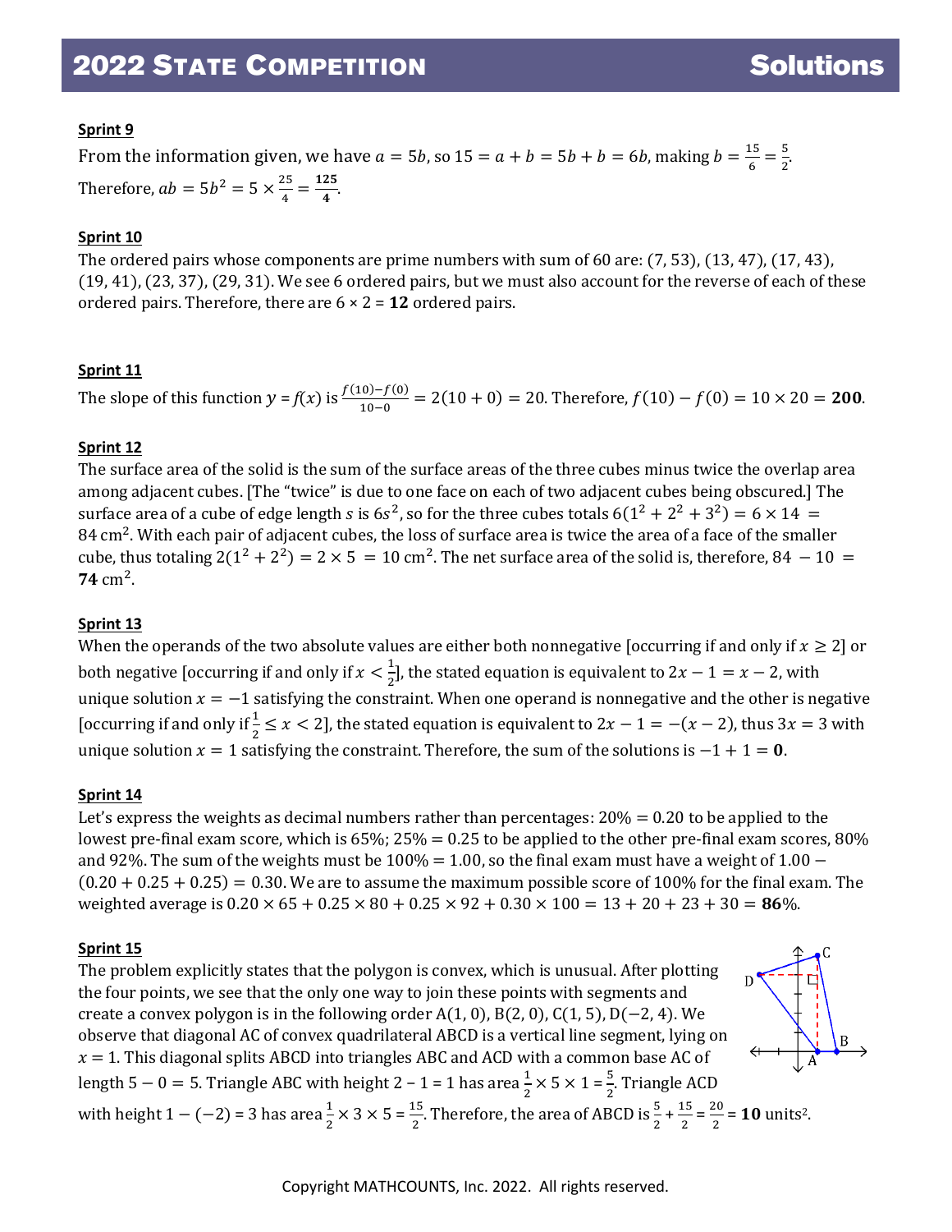**Sprint 9**

From the information given, we have $a = 5b$, so $15 = a + b = 5b + b = 6b$, making $b = \frac{15}{6} = \frac{5}{2}$. Therefore, $ab = 5b^2 = 5 \times \frac{25}{4} = \mathbf{\frac{125}{4}}$.

**Sprint 10**

The ordered pairs whose components are prime numbers with sum of 60 are: (7, 53), (13, 47), (17, 43), (19, 41), (23, 37), (29, 31). We see 6 ordered pairs, but we must also account for the reverse of each of these ordered pairs. Therefore, there are 6 × 2 = **12** ordered pairs.

**Sprint 11**

The slope of this function $y = f(x)$ is $\frac{f(10) - f(0)}{10 - 0} = 2(10 + 0) = 20$. Therefore, $f(10) - f(0) = 10 \times 20 = \mathbf{200}$.

**Sprint 12**

The surface area of the solid is the sum of the surface areas of the three cubes minus twice the overlap area among adjacent cubes. [The "twice" is due to one face on each of two adjacent cubes being obscured.] The surface area of a cube of edge length $s$ is $6s^2$, so for the three cubes totals $6(1^2 + 2^2 + 3^2) = 6 \times 14 = 84\text{ cm}^2$. With each pair of adjacent cubes, the loss of surface area is twice the area of a face of the smaller cube, thus totaling $2(1^2 + 2^2) = 2 \times 5 = 10\text{ cm}^2$. The net surface area of the solid is, therefore, $84 - 10 = \mathbf{74}\text{ cm}^2$.

**Sprint 13**

When the operands of the two absolute values are either both nonnegative [occurring if and only if $x \geq 2$] or both negative [occurring if and only if $x < \frac{1}{2}$], the stated equation is equivalent to $2x - 1 = x - 2$, with unique solution $x = -1$ satisfying the constraint. When one operand is nonnegative and the other is negative [occurring if and only if $\frac{1}{2} \leq x < 2$], the stated equation is equivalent to $2x - 1 = -(x - 2)$, thus $3x = 3$ with unique solution $x = 1$ satisfying the constraint. Therefore, the sum of the solutions is $-1 + 1 = \mathbf{0}$.

**Sprint 14**

Let's express the weights as decimal numbers rather than percentages: 20% = 0.20 to be applied to the lowest pre-final exam score, which is 65%; 25% = 0.25 to be applied to the other pre-final exam scores, 80% and 92%. The sum of the weights must be 100% = 1.00, so the final exam must have a weight of $1.00 - (0.20 + 0.25 + 0.25) = 0.30$. We are to assume the maximum possible score of 100% for the final exam. The weighted average is $0.20 \times 65 + 0.25 \times 80 + 0.25 \times 92 + 0.30 \times 100 = 13 + 20 + 23 + 30 = \mathbf{86}\%$.

**Sprint 15**

The problem explicitly states that the polygon is convex, which is unusual. After plotting the four points, we see that the only one way to join these points with segments and create a convex polygon is in the following order A(1, 0), B(2, 0), C(1, 5), D(−2, 4). We observe that diagonal AC of convex quadrilateral ABCD is a vertical line segment, lying on $x = 1$. This diagonal splits ABCD into triangles ABC and ACD with a common base AC of length $5 - 0 = 5$. Triangle ABC with height $2 - 1 = 1$ has area $\frac{1}{2} \times 5 \times 1 = \frac{5}{2}$. Triangle ACD with height $1 - (-2) = 3$ has area $\frac{1}{2} \times 3 \times 5 = \frac{15}{2}$. Therefore, the area of ABCD is $\frac{5}{2} + \frac{15}{2} = \frac{20}{2} = \mathbf{10}$ units².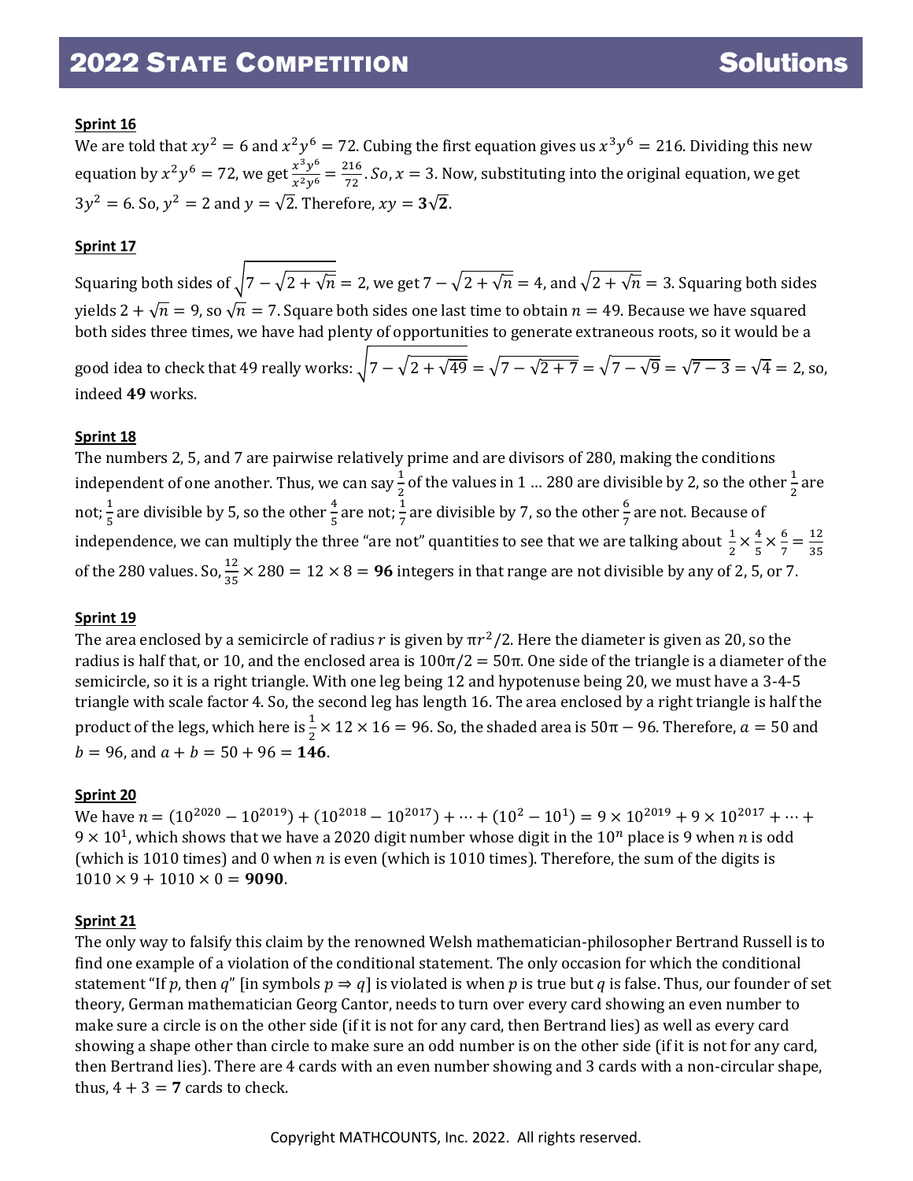**Sprint 16**

We are told that $xy^2 = 6$ and $x^2y^6 = 72$. Cubing the first equation gives us $x^3y^6 = 216$. Dividing this new equation by $x^2y^6 = 72$, we get $\frac{x^3y^6}{x^2y^6} = \frac{216}{72}$. $So$, $x = 3$. Now, substituting into the original equation, we get $3y^2 = 6$. So, $y^2 = 2$ and $y = \sqrt{2}$. Therefore, $xy = \mathbf{3\sqrt{2}}$.

**Sprint 17**

Squaring both sides of $\sqrt{7 - \sqrt{2 + \sqrt{n}}} = 2$, we get $7 - \sqrt{2 + \sqrt{n}} = 4$, and $\sqrt{2 + \sqrt{n}} = 3$. Squaring both sides yields $2 + \sqrt{n} = 9$, so $\sqrt{n} = 7$. Square both sides one last time to obtain $n = 49$. Because we have squared both sides three times, we have had plenty of opportunities to generate extraneous roots, so it would be a good idea to check that 49 really works: $\sqrt{7 - \sqrt{2 + \sqrt{49}}} = \sqrt{7 - \sqrt{2 + 7}} = \sqrt{7 - \sqrt{9}} = \sqrt{7 - 3} = \sqrt{4} = 2$, so, indeed **49** works.

**Sprint 18**

The numbers 2, 5, and 7 are pairwise relatively prime and are divisors of 280, making the conditions independent of one another. Thus, we can say $\frac{1}{2}$ of the values in 1 … 280 are divisible by 2, so the other $\frac{1}{2}$ are not; $\frac{1}{5}$ are divisible by 5, so the other $\frac{4}{5}$ are not; $\frac{1}{7}$ are divisible by 7, so the other $\frac{6}{7}$ are not. Because of independence, we can multiply the three "are not" quantities to see that we are talking about $\frac{1}{2} \times \frac{4}{5} \times \frac{6}{7} = \frac{12}{35}$ of the 280 values. So, $\frac{12}{35} \times 280 = 12 \times 8 = \mathbf{96}$ integers in that range are not divisible by any of 2, 5, or 7.

**Sprint 19**

The area enclosed by a semicircle of radius $r$ is given by $\pi r^2/2$. Here the diameter is given as 20, so the radius is half that, or 10, and the enclosed area is $100\pi/2 = 50\pi$. One side of the triangle is a diameter of the semicircle, so it is a right triangle. With one leg being 12 and hypotenuse being 20, we must have a 3-4-5 triangle with scale factor 4. So, the second leg has length 16. The area enclosed by a right triangle is half the product of the legs, which here is $\frac{1}{2} \times 12 \times 16 = 96$. So, the shaded area is $50\pi - 96$. Therefore, $a = 50$ and $b = 96$, and $a + b = 50 + 96 = \mathbf{146}$.

**Sprint 20**

We have $n = (10^{2020} - 10^{2019}) + (10^{2018} - 10^{2017}) + \cdots + (10^2 - 10^1) = 9 \times 10^{2019} + 9 \times 10^{2017} + \cdots + 9 \times 10^1$, which shows that we have a 2020 digit number whose digit in the $10^n$ place is 9 when $n$ is odd (which is 1010 times) and 0 when $n$ is even (which is 1010 times). Therefore, the sum of the digits is $1010 \times 9 + 1010 \times 0 = \mathbf{9090}$.

**Sprint 21**

The only way to falsify this claim by the renowned Welsh mathematician-philosopher Bertrand Russell is to find one example of a violation of the conditional statement. The only occasion for which the conditional statement "If $p$, then $q$" [in symbols $p \Rightarrow q$] is violated is when $p$ is true but $q$ is false. Thus, our founder of set theory, German mathematician Georg Cantor, needs to turn over every card showing an even number to make sure a circle is on the other side (if it is not for any card, then Bertrand lies) as well as every card showing a shape other than circle to make sure an odd number is on the other side (if it is not for any card, then Bertrand lies). There are 4 cards with an even number showing and 3 cards with a non-circular shape, thus, $4 + 3 = \mathbf{7}$ cards to check.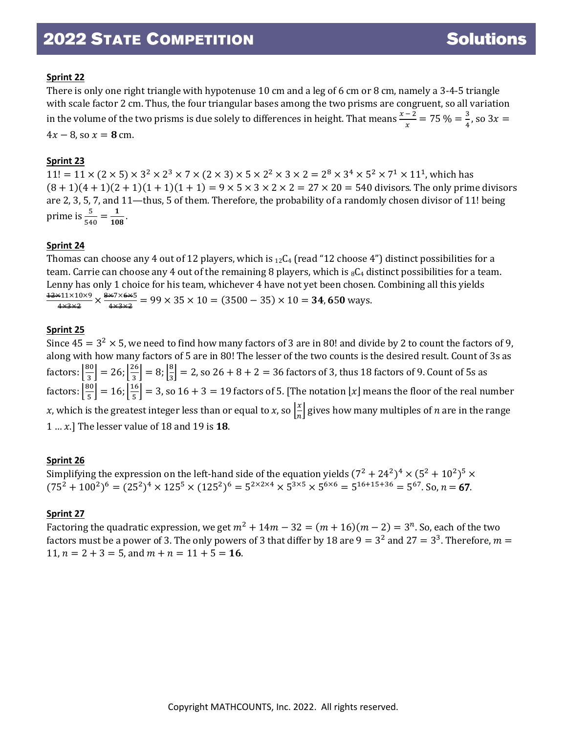**Sprint 22**

There is only one right triangle with hypotenuse 10 cm and a leg of 6 cm or 8 cm, namely a 3-4-5 triangle with scale factor 2 cm. Thus, the four triangular bases among the two prisms are congruent, so all variation in the volume of the two prisms is due solely to differences in height. That means $\frac{x-2}{x} = 75\ \% = \frac{3}{4}$, so $3x = 4x - 8$, so $x = \mathbf{8}$ cm.

**Sprint 23**

$11! = 11 \times (2 \times 5) \times 3^2 \times 2^3 \times 7 \times (2 \times 3) \times 5 \times 2^2 \times 3 \times 2 = 2^8 \times 3^4 \times 5^2 \times 7^1 \times 11^1$, which has $(8+1)(4+1)(2+1)(1+1)(1+1) = 9 \times 5 \times 3 \times 2 \times 2 = 27 \times 20 = 540$ divisors. The only prime divisors are 2, 3, 5, 7, and 11—thus, 5 of them. Therefore, the probability of a randomly chosen divisor of 11! being prime is $\frac{5}{540} = \mathbf{\frac{1}{108}}$.

**Sprint 24**

Thomas can choose any 4 out of 12 players, which is $_{12}C_4$ (read "12 choose 4") distinct possibilities for a team. Carrie can choose any 4 out of the remaining 8 players, which is $_8C_4$ distinct possibilities for a team. Lenny has only 1 choice for his team, whichever 4 have not yet been chosen. Combining all this yields $\frac{\cancel{12 \times} 11 \times 10 \times 9}{\cancel{4 \times 3 \times 2}} \times \frac{\cancel{8 \times} 7 \times \cancel{6 \times} 5}{\cancel{4 \times 3 \times 2}} = 99 \times 35 \times 10 = (3500 - 35) \times 10 = \mathbf{34,650}$ ways.

**Sprint 25**

Since $45 = 3^2 \times 5$, we need to find how many factors of 3 are in 80! and divide by 2 to count the factors of 9, along with how many factors of 5 are in 80! The lesser of the two counts is the desired result. Count of 3s as factors: $\left\lfloor\frac{80}{3}\right\rfloor = 26$; $\left\lfloor\frac{26}{3}\right\rfloor = 8$; $\left\lfloor\frac{8}{3}\right\rfloor = 2$, so $26 + 8 + 2 = 36$ factors of 3, thus 18 factors of 9. Count of 5s as factors: $\left\lfloor\frac{80}{5}\right\rfloor = 16$; $\left\lfloor\frac{16}{5}\right\rfloor = 3$, so $16 + 3 = 19$ factors of 5. [The notation $\lfloor x \rfloor$ means the floor of the real number $x$, which is the greatest integer less than or equal to $x$, so $\left\lfloor\frac{x}{n}\right\rfloor$ gives how many multiples of $n$ are in the range $1 \ldots x$.] The lesser value of 18 and 19 is **18**.

**Sprint 26**

Simplifying the expression on the left-hand side of the equation yields $(7^2 + 24^2)^4 \times (5^2 + 10^2)^5 \times (75^2 + 100^2)^6 = (25^2)^4 \times 125^5 \times (125^2)^6 = 5^{2\times2\times4} \times 5^{3\times5} \times 5^{6\times6} = 5^{16+15+36} = 5^{67}$. So, $n = \mathbf{67}$.

**Sprint 27**

Factoring the quadratic expression, we get $m^2 + 14m - 32 = (m + 16)(m - 2) = 3^n$. So, each of the two factors must be a power of 3. The only powers of 3 that differ by 18 are $9 = 3^2$ and $27 = 3^3$. Therefore, $m = 11$, $n = 2 + 3 = 5$, and $m + n = 11 + 5 = \mathbf{16}$.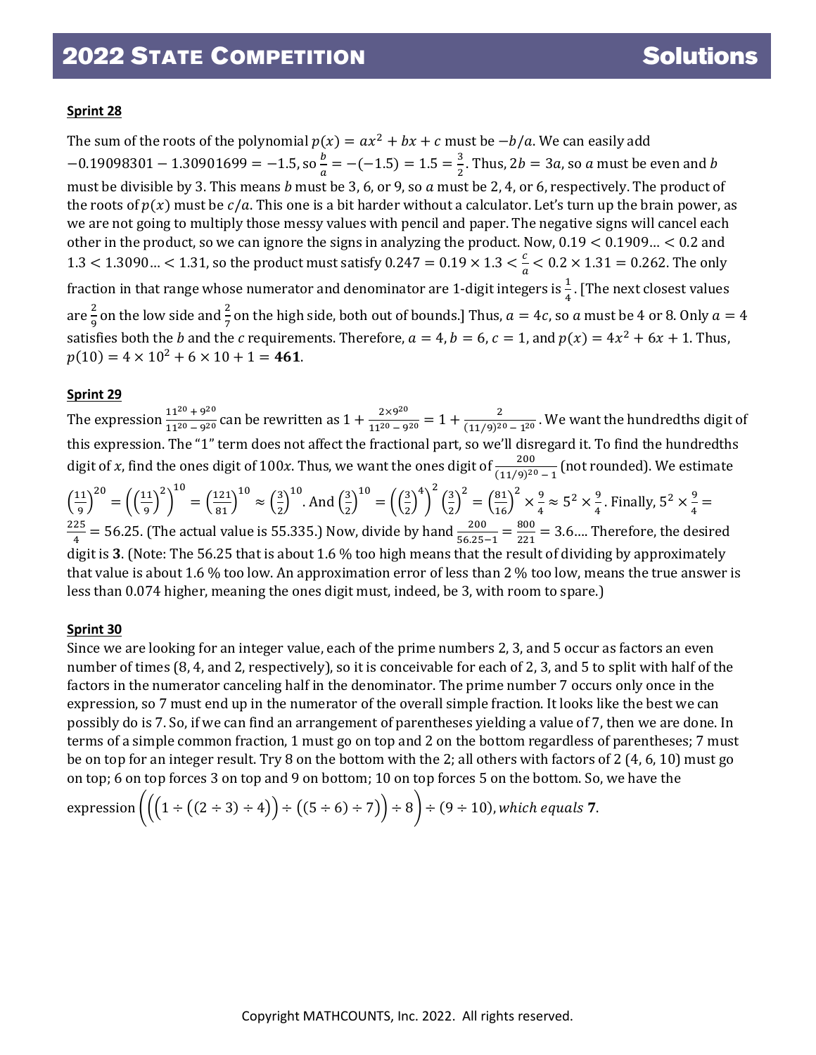**Sprint 28**

The sum of the roots of the polynomial $p(x) = ax^2 + bx + c$ must be $-b/a$. We can easily add $-0.19098301 - 1.30901699 = -1.5$, so $\frac{b}{a} = -(-1.5) = 1.5 = \frac{3}{2}$. Thus, $2b = 3a$, so $a$ must be even and $b$ must be divisible by 3. This means $b$ must be 3, 6, or 9, so $a$ must be 2, 4, or 6, respectively. The product of the roots of $p(x)$ must be $c/a$. This one is a bit harder without a calculator. Let's turn up the brain power, as we are not going to multiply those messy values with pencil and paper. The negative signs will cancel each other in the product, so we can ignore the signs in analyzing the product. Now, $0.19 < 0.1909\ldots < 0.2$ and $1.3 < 1.3090\ldots < 1.31$, so the product must satisfy $0.247 = 0.19 \times 1.3 < \frac{c}{a} < 0.2 \times 1.31 = 0.262$. The only fraction in that range whose numerator and denominator are 1-digit integers is $\frac{1}{4}$. [The next closest values are $\frac{2}{9}$ on the low side and $\frac{2}{7}$ on the high side, both out of bounds.] Thus, $a = 4c$, so $a$ must be 4 or 8. Only $a = 4$ satisfies both the $b$ and the $c$ requirements. Therefore, $a = 4$, $b = 6$, $c = 1$, and $p(x) = 4x^2 + 6x + 1$. Thus, $p(10) = 4 \times 10^2 + 6 \times 10 + 1 = \mathbf{461}$.

**Sprint 29**

The expression $\frac{11^{20} + 9^{20}}{11^{20} - 9^{20}}$ can be rewritten as $1 + \frac{2 \times 9^{20}}{11^{20} - 9^{20}} = 1 + \frac{2}{(11/9)^{20} - 1^{20}}$. We want the hundredths digit of this expression. The "1" term does not affect the fractional part, so we'll disregard it. To find the hundredths digit of $x$, find the ones digit of $100x$. Thus, we want the ones digit of $\frac{200}{(11/9)^{20} - 1}$ (not rounded). We estimate $\left(\frac{11}{9}\right)^{20} = \left(\left(\frac{11}{9}\right)^2\right)^{10} = \left(\frac{121}{81}\right)^{10} \approx \left(\frac{3}{2}\right)^{10}$. And $\left(\frac{3}{2}\right)^{10} = \left(\left(\frac{3}{2}\right)^4\right)^2 \left(\frac{3}{2}\right)^2 = \left(\frac{81}{16}\right)^2 \times \frac{9}{4} \approx 5^2 \times \frac{9}{4}$. Finally, $5^2 \times \frac{9}{4} = \frac{225}{4} = 56.25$. (The actual value is 55.335.) Now, divide by hand $\frac{200}{56.25 - 1} = \frac{800}{221} = 3.6\ldots$. Therefore, the desired digit is **3**. (Note: The 56.25 that is about 1.6 % too high means that the result of dividing by approximately that value is about 1.6 % too low. An approximation error of less than 2 % too low, means the true answer is less than 0.074 higher, meaning the ones digit must, indeed, be 3, with room to spare.)

**Sprint 30**

Since we are looking for an integer value, each of the prime numbers 2, 3, and 5 occur as factors an even number of times (8, 4, and 2, respectively), so it is conceivable for each of 2, 3, and 5 to split with half of the factors in the numerator canceling half in the denominator. The prime number 7 occurs only once in the expression, so 7 must end up in the numerator of the overall simple fraction. It looks like the best we can possibly do is 7. So, if we can find an arrangement of parentheses yielding a value of 7, then we are done. In terms of a simple common fraction, 1 must go on top and 2 on the bottom regardless of parentheses; 7 must be on top for an integer result. Try 8 on the bottom with the 2; all others with factors of 2 (4, 6, 10) must go on top; 6 on top forces 3 on top and 9 on bottom; 10 on top forces 5 on the bottom. So, we have the expression $\left(\left(\left(1 \div ((2 \div 3) \div 4)\right) \div ((5 \div 6) \div 7)\right) \div 8\right) \div (9 \div 10)$, *which equals* **7**.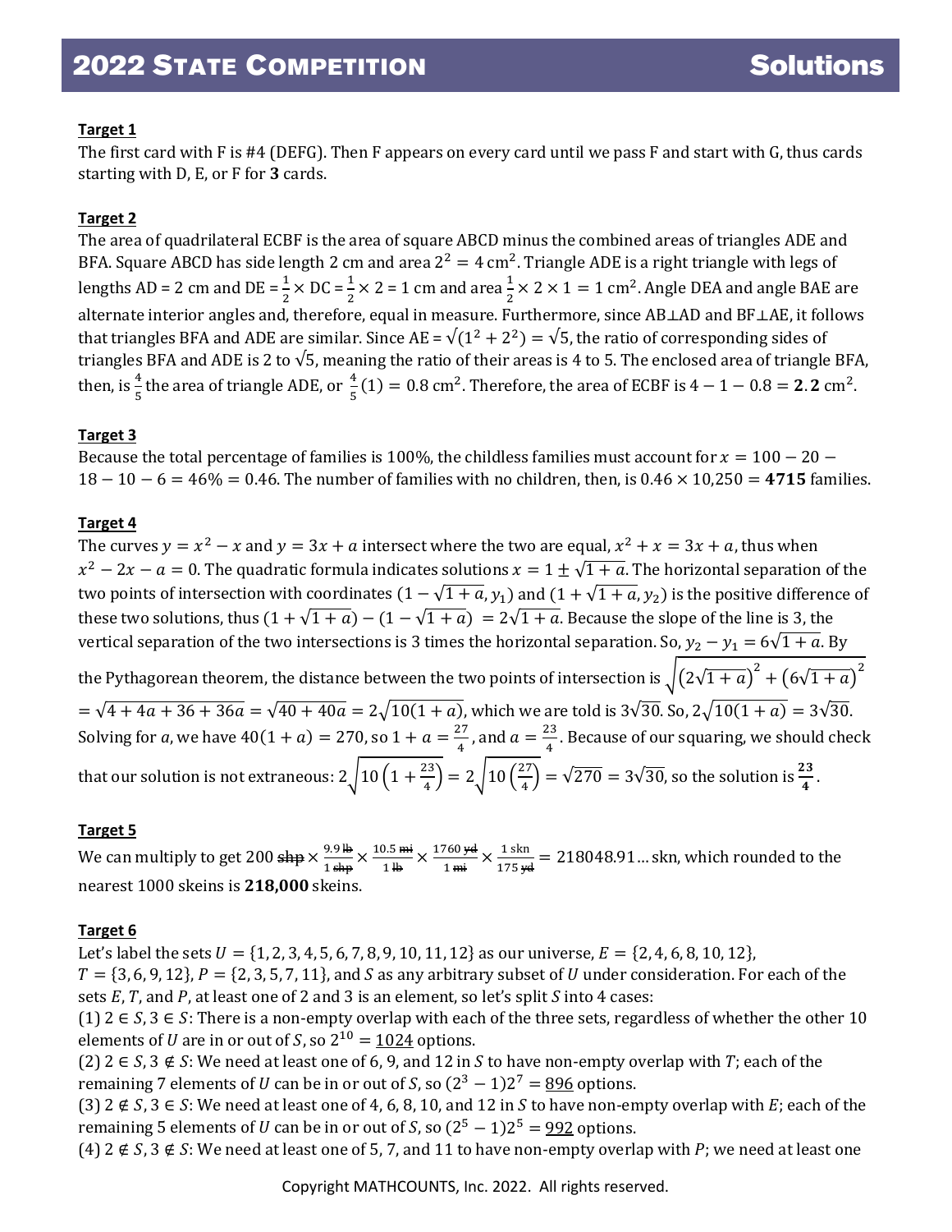**Target 1**

The first card with F is #4 (DEFG). Then F appears on every card until we pass F and start with G, thus cards starting with D, E, or F for **3** cards.

**Target 2**

The area of quadrilateral ECBF is the area of square ABCD minus the combined areas of triangles ADE and BFA. Square ABCD has side length 2 cm and area $2^2 = 4\text{ cm}^2$. Triangle ADE is a right triangle with legs of lengths AD = 2 cm and DE = $\frac{1}{2} \times$ DC = $\frac{1}{2} \times 2 = 1$ cm and area $\frac{1}{2} \times 2 \times 1 = 1\text{ cm}^2$. Angle DEA and angle BAE are alternate interior angles and, therefore, equal in measure. Furthermore, since AB⊥AD and BF⊥AE, it follows that triangles BFA and ADE are similar. Since AE = $\sqrt{(1^2 + 2^2)} = \sqrt{5}$, the ratio of corresponding sides of triangles BFA and ADE is 2 to $\sqrt{5}$, meaning the ratio of their areas is 4 to 5. The enclosed area of triangle BFA, then, is $\frac{4}{5}$ the area of triangle ADE, or $\frac{4}{5}(1) = 0.8\text{ cm}^2$. Therefore, the area of ECBF is $4 - 1 - 0.8 = \mathbf{2.2}\text{ cm}^2$.

**Target 3**

Because the total percentage of families is 100%, the childless families must account for $x = 100 - 20 - 18 - 10 - 6 = 46\% = 0.46$. The number of families with no children, then, is $0.46 \times 10{,}250 = \mathbf{4715}$ families.

**Target 4**

The curves $y = x^2 - x$ and $y = 3x + a$ intersect where the two are equal, $x^2 + x = 3x + a$, thus when $x^2 - 2x - a = 0$. The quadratic formula indicates solutions $x = 1 \pm \sqrt{1+a}$. The horizontal separation of the two points of intersection with coordinates $(1 - \sqrt{1+a}, y_1)$ and $(1 + \sqrt{1+a}, y_2)$ is the positive difference of these two solutions, thus $(1 + \sqrt{1+a}) - (1 - \sqrt{1+a}) = 2\sqrt{1+a}$. Because the slope of the line is 3, the vertical separation of the two intersections is 3 times the horizontal separation. So, $y_2 - y_1 = 6\sqrt{1+a}$. By the Pythagorean theorem, the distance between the two points of intersection is $\sqrt{\left(2\sqrt{1+a}\right)^2 + \left(6\sqrt{1+a}\right)^2}$ $= \sqrt{4 + 4a + 36 + 36a} = \sqrt{40 + 40a} = 2\sqrt{10(1+a)}$, which we are told is $3\sqrt{30}$. So, $2\sqrt{10(1+a)} = 3\sqrt{30}$. Solving for $a$, we have $40(1+a) = 270$, so $1 + a = \frac{27}{4}$, and $a = \frac{23}{4}$. Because of our squaring, we should check that our solution is not extraneous: $2\sqrt{10\left(1 + \frac{23}{4}\right)} = 2\sqrt{10\left(\frac{27}{4}\right)} = \sqrt{270} = 3\sqrt{30}$, so the solution is $\mathbf{\frac{23}{4}}$.

**Target 5**

We can multiply to get $200\ \cancel{\text{shp}} \times \frac{9.9\ \cancel{\text{lb}}}{1\ \cancel{\text{shp}}} \times \frac{10.5\ \cancel{\text{mi}}}{1\ \cancel{\text{lb}}} \times \frac{1760\ \cancel{\text{yd}}}{1\ \cancel{\text{mi}}} \times \frac{1\text{ skn}}{175\ \cancel{\text{yd}}} = 218048.91\ldots\text{ skn}$, which rounded to the nearest 1000 skeins is **218,000** skeins.

**Target 6**

Let's label the sets $U = \{1, 2, 3, 4, 5, 6, 7, 8, 9, 10, 11, 12\}$ as our universe, $E = \{2, 4, 6, 8, 10, 12\}$, $T = \{3, 6, 9, 12\}$, $P = \{2, 3, 5, 7, 11\}$, and $S$ as any arbitrary subset of $U$ under consideration. For each of the sets $E$, $T$, and $P$, at least one of 2 and 3 is an element, so let's split $S$ into 4 cases:

(1) $2 \in S, 3 \in S$: There is a non-empty overlap with each of the three sets, regardless of whether the other 10 elements of $U$ are in or out of $S$, so $2^{10} = \underline{1024}$ options.

(2) $2 \in S, 3 \notin S$: We need at least one of 6, 9, and 12 in $S$ to have non-empty overlap with $T$; each of the remaining 7 elements of $U$ can be in or out of $S$, so $(2^3 - 1)2^7 = \underline{896}$ options.

(3) $2 \notin S, 3 \in S$: We need at least one of 4, 6, 8, 10, and 12 in $S$ to have non-empty overlap with $E$; each of the remaining 5 elements of $U$ can be in or out of $S$, so $(2^5 - 1)2^5 = \underline{992}$ options.

(4) $2 \notin S, 3 \notin S$: We need at least one of 5, 7, and 11 to have non-empty overlap with $P$; we need at least one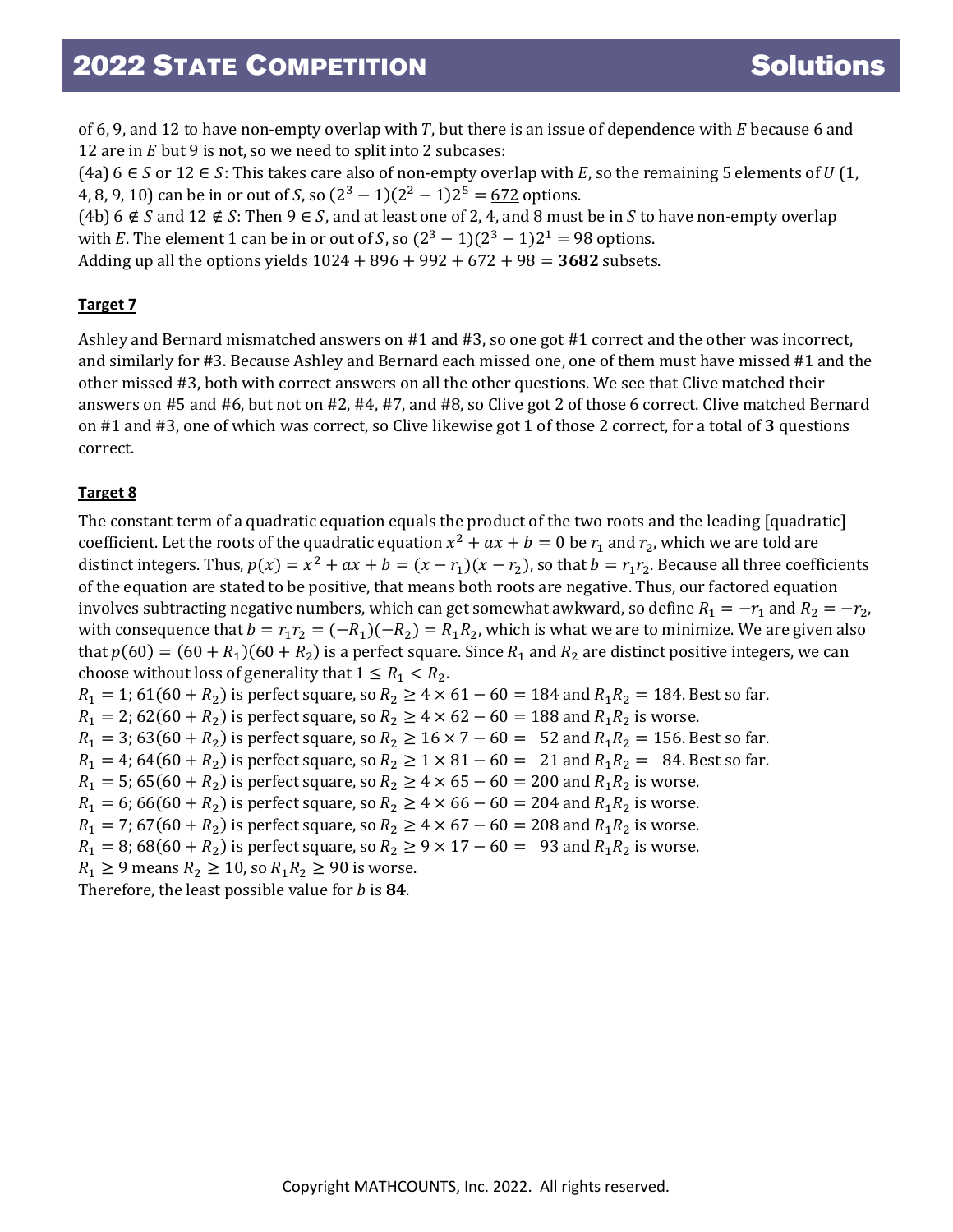of 6, 9, and 12 to have non-empty overlap with $T$, but there is an issue of dependence with $E$ because 6 and 12 are in $E$ but 9 is not, so we need to split into 2 subcases:

(4a) $6 \in S$ or $12 \in S$: This takes care also of non-empty overlap with $E$, so the remaining 5 elements of $U$ (1, 4, 8, 9, 10) can be in or out of $S$, so $(2^3 - 1)(2^2 - 1)2^5 = \underline{672}$ options.

(4b) $6 \notin S$ and $12 \notin S$: Then $9 \in S$, and at least one of 2, 4, and 8 must be in $S$ to have non-empty overlap with $E$. The element 1 can be in or out of $S$, so $(2^3 - 1)(2^3 - 1)2^1 = \underline{98}$ options.

Adding up all the options yields $1024 + 896 + 992 + 672 + 98 = \mathbf{3682}$ subsets.

### Target 7

Ashley and Bernard mismatched answers on #1 and #3, so one got #1 correct and the other was incorrect, and similarly for #3. Because Ashley and Bernard each missed one, one of them must have missed #1 and the other missed #3, both with correct answers on all the other questions. We see that Clive matched their answers on #5 and #6, but not on #2, #4, #7, and #8, so Clive got 2 of those 6 correct. Clive matched Bernard on #1 and #3, one of which was correct, so Clive likewise got 1 of those 2 correct, for a total of **3** questions correct.

### Target 8

The constant term of a quadratic equation equals the product of the two roots and the leading [quadratic] coefficient. Let the roots of the quadratic equation $x^2 + ax + b = 0$ be $r_1$ and $r_2$, which we are told are distinct integers. Thus, $p(x) = x^2 + ax + b = (x - r_1)(x - r_2)$, so that $b = r_1 r_2$. Because all three coefficients of the equation are stated to be positive, that means both roots are negative. Thus, our factored equation involves subtracting negative numbers, which can get somewhat awkward, so define $R_1 = -r_1$ and $R_2 = -r_2$, with consequence that $b = r_1 r_2 = (-R_1)(-R_2) = R_1 R_2$, which is what we are to minimize. We are given also that $p(60) = (60 + R_1)(60 + R_2)$ is a perfect square. Since $R_1$ and $R_2$ are distinct positive integers, we can choose without loss of generality that $1 \le R_1 < R_2$.

$R_1 = 1$; $61(60 + R_2)$ is perfect square, so $R_2 \ge 4 \times 61 - 60 = 184$ and $R_1 R_2 = 184$. Best so far.
$R_1 = 2$; $62(60 + R_2)$ is perfect square, so $R_2 \ge 4 \times 62 - 60 = 188$ and $R_1 R_2$ is worse.
$R_1 = 3$; $63(60 + R_2)$ is perfect square, so $R_2 \ge 16 \times 7 - 60 = 52$ and $R_1 R_2 = 156$. Best so far.
$R_1 = 4$; $64(60 + R_2)$ is perfect square, so $R_2 \ge 1 \times 81 - 60 = 21$ and $R_1 R_2 = 84$. Best so far.
$R_1 = 5$; $65(60 + R_2)$ is perfect square, so $R_2 \ge 4 \times 65 - 60 = 200$ and $R_1 R_2$ is worse.
$R_1 = 6$; $66(60 + R_2)$ is perfect square, so $R_2 \ge 4 \times 66 - 60 = 204$ and $R_1 R_2$ is worse.
$R_1 = 7$; $67(60 + R_2)$ is perfect square, so $R_2 \ge 4 \times 67 - 60 = 208$ and $R_1 R_2$ is worse.
$R_1 = 8$; $68(60 + R_2)$ is perfect square, so $R_2 \ge 9 \times 17 - 60 = 93$ and $R_1 R_2$ is worse.
$R_1 \ge 9$ means $R_2 \ge 10$, so $R_1 R_2 \ge 90$ is worse.

Therefore, the least possible value for $b$ is **84**.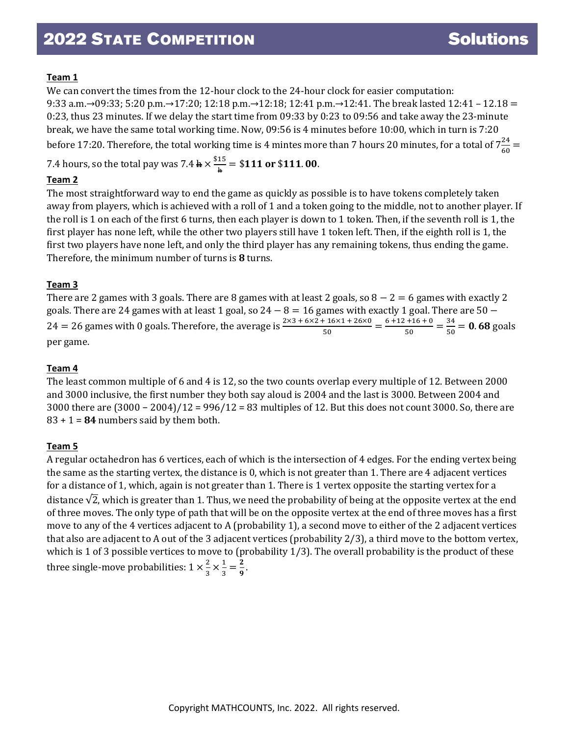## Team 1

We can convert the times from the 12-hour clock to the 24-hour clock for easier computation: 9:33 a.m.→09:33; 5:20 p.m.→17:20; 12:18 p.m.→12:18; 12:41 p.m.→12:41. The break lasted 12:41 – 12.18 = 0:23, thus 23 minutes. If we delay the start time from 09:33 by 0:23 to 09:56 and take away the 23-minute break, we have the same total working time. Now, 09:56 is 4 minutes before 10:00, which in turn is 7:20 before 17:20. Therefore, the total working time is 4 mintes more than 7 hours 20 minutes, for a total of $7\frac{24}{60} = 7.4$ hours, so the total pay was $7.4 \text{ h} \times \frac{\$15}{\text{h}} = \$\mathbf{111}$ **or** $\$\mathbf{111.00}$.

## Team 2

The most straightforward way to end the game as quickly as possible is to have tokens completely taken away from players, which is achieved with a roll of 1 and a token going to the middle, not to another player. If the roll is 1 on each of the first 6 turns, then each player is down to 1 token. Then, if the seventh roll is 1, the first player has none left, while the other two players still have 1 token left. Then, if the eighth roll is 1, the first two players have none left, and only the third player has any remaining tokens, thus ending the game. Therefore, the minimum number of turns is **8** turns.

## Team 3

There are 2 games with 3 goals. There are 8 games with at least 2 goals, so $8 - 2 = 6$ games with exactly 2 goals. There are 24 games with at least 1 goal, so $24 - 8 = 16$ games with exactly 1 goal. There are $50 - 24 = 26$ games with 0 goals. Therefore, the average is $\frac{2\times3 + 6\times2 + 16\times1 + 26\times0}{50} = \frac{6 + 12 + 16 + 0}{50} = \frac{34}{50} = \mathbf{0.68}$ goals per game.

## Team 4

The least common multiple of 6 and 4 is 12, so the two counts overlap every multiple of 12. Between 2000 and 3000 inclusive, the first number they both say aloud is 2004 and the last is 3000. Between 2004 and 3000 there are (3000 – 2004)/12 = 996/12 = 83 multiples of 12. But this does not count 3000. So, there are 83 + 1 = **84** numbers said by them both.

## Team 5

A regular octahedron has 6 vertices, each of which is the intersection of 4 edges. For the ending vertex being the same as the starting vertex, the distance is 0, which is not greater than 1. There are 4 adjacent vertices for a distance of 1, which, again is not greater than 1. There is 1 vertex opposite the starting vertex for a distance $\sqrt{2}$, which is greater than 1. Thus, we need the probability of being at the opposite vertex at the end of three moves. The only type of path that will be on the opposite vertex at the end of three moves has a first move to any of the 4 vertices adjacent to A (probability 1), a second move to either of the 2 adjacent vertices that also are adjacent to A out of the 3 adjacent vertices (probability 2/3), a third move to the bottom vertex, which is 1 of 3 possible vertices to move to (probability 1/3). The overall probability is the product of these three single-move probabilities: $1 \times \frac{2}{3} \times \frac{1}{3} = \mathbf{\frac{2}{9}}$.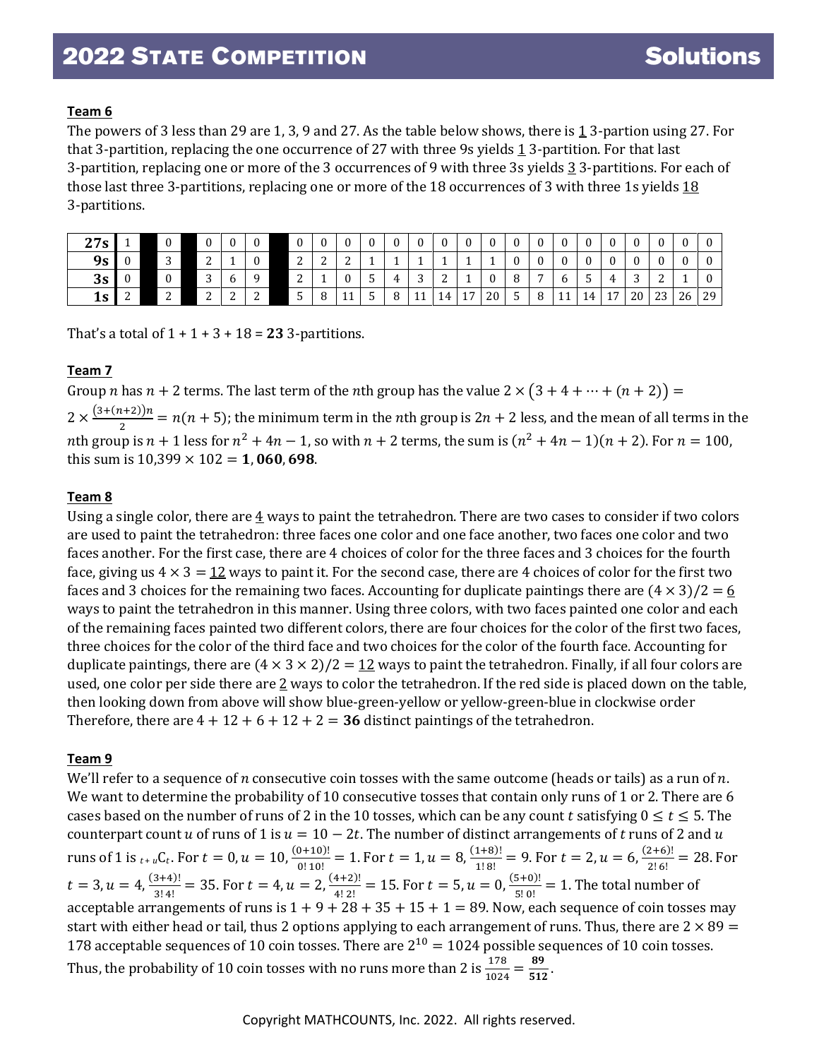**Team 6**

The powers of 3 less than 29 are 1, 3, 9 and 27. As the table below shows, there is 1 3-partion using 27. For that 3-partition, replacing the one occurrence of 27 with three 9s yields 1 3-partition. For that last 3-partition, replacing one or more of the 3 occurrences of 9 with three 3s yields 3 3-partitions. For each of those last three 3-partitions, replacing one or more of the 18 occurrences of 3 with three 1s yields 18 3-partitions.

| **27s** | 1 | | 0 | | 0 | 0 | 0 | | 0 | 0 | 0 | 0 | 0 | 0 | 0 | 0 | 0 | 0 | 0 | 0 | 0 | 0 | 0 | 0 | 0 | 0 | 0 |
|---|---|---|---|---|---|---|---|---|---|---|---|---|---|---|---|---|---|---|---|---|---|---|---|---|---|---|---|
| **9s** | 0 | | 3 | | 2 | 1 | 0 | | 2 | 2 | 2 | 1 | 1 | 1 | 1 | 1 | 1 | 0 | 0 | 0 | 0 | 0 | 0 | 0 | 0 | 0 | 0 |
| **3s** | 0 | | 0 | | 3 | 6 | 9 | | 2 | 1 | 0 | 5 | 4 | 3 | 2 | 1 | 0 | 8 | 7 | 6 | 5 | 4 | 3 | 2 | 1 | 0 | |
| **1s** | 2 | | 2 | | 2 | 2 | 2 | | 5 | 8 | 11 | 5 | 8 | 11 | 14 | 17 | 20 | 5 | 8 | 11 | 14 | 17 | 20 | 23 | 26 | 29 | |

That's a total of 1 + 1 + 3 + 18 = **23** 3-partitions.

**Team 7**

Group $n$ has $n + 2$ terms. The last term of the $n$th group has the value $2 \times \big(3 + 4 + \cdots + (n + 2)\big) = 2 \times \frac{(3+(n+2))n}{2} = n(n + 5)$; the minimum term in the $n$th group is $2n + 2$ less, and the mean of all terms in the $n$th group is $n + 1$ less for $n^2 + 4n - 1$, so with $n + 2$ terms, the sum is $(n^2 + 4n - 1)(n + 2)$. For $n = 100$, this sum is $10{,}399 \times 102 = \mathbf{1{,}060{,}698}$.

**Team 8**

Using a single color, there are 4 ways to paint the tetrahedron. There are two cases to consider if two colors are used to paint the tetrahedron: three faces one color and one face another, two faces one color and two faces another. For the first case, there are 4 choices of color for the three faces and 3 choices for the fourth face, giving us $4 \times 3 = 12$ ways to paint it. For the second case, there are 4 choices of color for the first two faces and 3 choices for the remaining two faces. Accounting for duplicate paintings there are $(4 \times 3)/2 = 6$ ways to paint the tetrahedron in this manner. Using three colors, with two faces painted one color and each of the remaining faces painted two different colors, there are four choices for the color of the first two faces, three choices for the color of the third face and two choices for the color of the fourth face. Accounting for duplicate paintings, there are $(4 \times 3 \times 2)/2 = 12$ ways to paint the tetrahedron. Finally, if all four colors are used, one color per side there are 2 ways to color the tetrahedron. If the red side is placed down on the table, then looking down from above will show blue-green-yellow or yellow-green-blue in clockwise order Therefore, there are 4 + 12 + 6 + 12 + 2 = **36** distinct paintings of the tetrahedron.

**Team 9**

We'll refer to a sequence of $n$ consecutive coin tosses with the same outcome (heads or tails) as a run of $n$. We want to determine the probability of 10 consecutive tosses that contain only runs of 1 or 2. There are 6 cases based on the number of runs of 2 in the 10 tosses, which can be any count $t$ satisfying $0 \le t \le 5$. The counterpart count $u$ of runs of 1 is $u = 10 - 2t$. The number of distinct arrangements of $t$ runs of 2 and $u$ runs of 1 is ${}_{t+u}C_t$. For $t = 0, u = 10, \frac{(0+10)!}{0!\,10!} = 1$. For $t = 1, u = 8, \frac{(1+8)!}{1!\,8!} = 9$. For $t = 2, u = 6, \frac{(2+6)!}{2!\,6!} = 28$. For $t = 3, u = 4, \frac{(3+4)!}{3!\,4!} = 35$. For $t = 4, u = 2, \frac{(4+2)!}{4!\,2!} = 15$. For $t = 5, u = 0, \frac{(5+0)!}{5!\,0!} = 1$. The total number of acceptable arrangements of runs is 1 + 9 + 28 + 35 + 15 + 1 = 89. Now, each sequence of coin tosses may start with either head or tail, thus 2 options applying to each arrangement of runs. Thus, there are $2 \times 89 = 178$ acceptable sequences of 10 coin tosses. There are $2^{10} = 1024$ possible sequences of 10 coin tosses. Thus, the probability of 10 coin tosses with no runs more than 2 is $\frac{178}{1024} = \mathbf{\frac{89}{512}}$.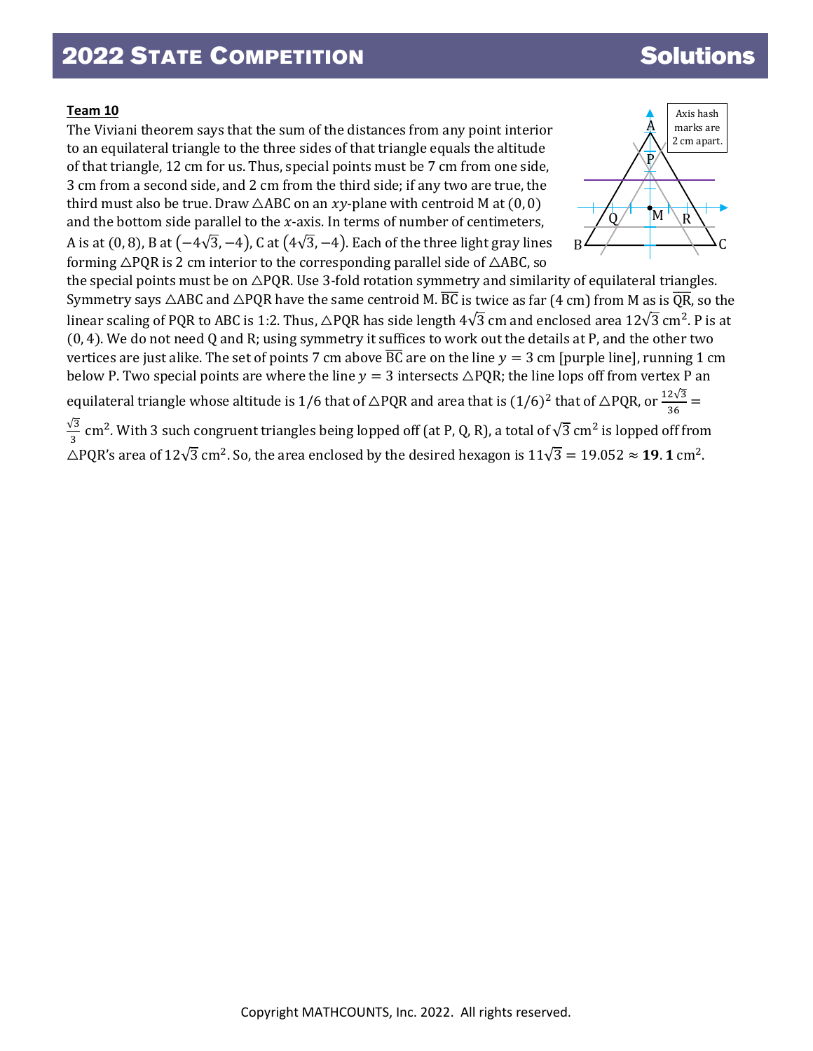**Team 10**

The Viviani theorem says that the sum of the distances from any point interior to an equilateral triangle to the three sides of that triangle equals the altitude of that triangle, 12 cm for us. Thus, special points must be 7 cm from one side, 3 cm from a second side, and 2 cm from the third side; if any two are true, the third must also be true. Draw $\triangle ABC$ on an $xy$-plane with centroid M at $(0, 0)$ and the bottom side parallel to the $x$-axis. In terms of number of centimeters, A is at $(0, 8)$, B at $\left(-4\sqrt{3}, -4\right)$, C at $\left(4\sqrt{3}, -4\right)$. Each of the three light gray lines forming $\triangle PQR$ is 2 cm interior to the corresponding parallel side of $\triangle ABC$, so the special points must be on $\triangle PQR$. Use 3-fold rotation symmetry and similarity of equilateral triangles. Symmetry says $\triangle ABC$ and $\triangle PQR$ have the same centroid M. $\overline{BC}$ is twice as far (4 cm) from M as is $\overline{QR}$, so the linear scaling of PQR to ABC is 1:2. Thus, $\triangle PQR$ has side length $4\sqrt{3}$ cm and enclosed area $12\sqrt{3}$ cm$^2$. P is at $(0, 4)$. We do not need Q and R; using symmetry it suffices to work out the details at P, and the other two vertices are just alike. The set of points 7 cm above $\overline{BC}$ are on the line $y = 3$ cm [purple line], running 1 cm below P. Two special points are where the line $y = 3$ intersects $\triangle PQR$; the line lops off from vertex P an equilateral triangle whose altitude is 1/6 that of $\triangle PQR$ and area that is $(1/6)^2$ that of $\triangle PQR$, or $\frac{12\sqrt{3}}{36} = \frac{\sqrt{3}}{3}$ cm$^2$. With 3 such congruent triangles being lopped off (at P, Q, R), a total of $\sqrt{3}$ cm$^2$ is lopped off from $\triangle PQR$'s area of $12\sqrt{3}$ cm$^2$. So, the area enclosed by the desired hexagon is $11\sqrt{3} = 19.052 \approx \mathbf{19.1}$ cm$^2$.

Axis hash marks are 2 cm apart.

A

P

M

Q

R

B

C